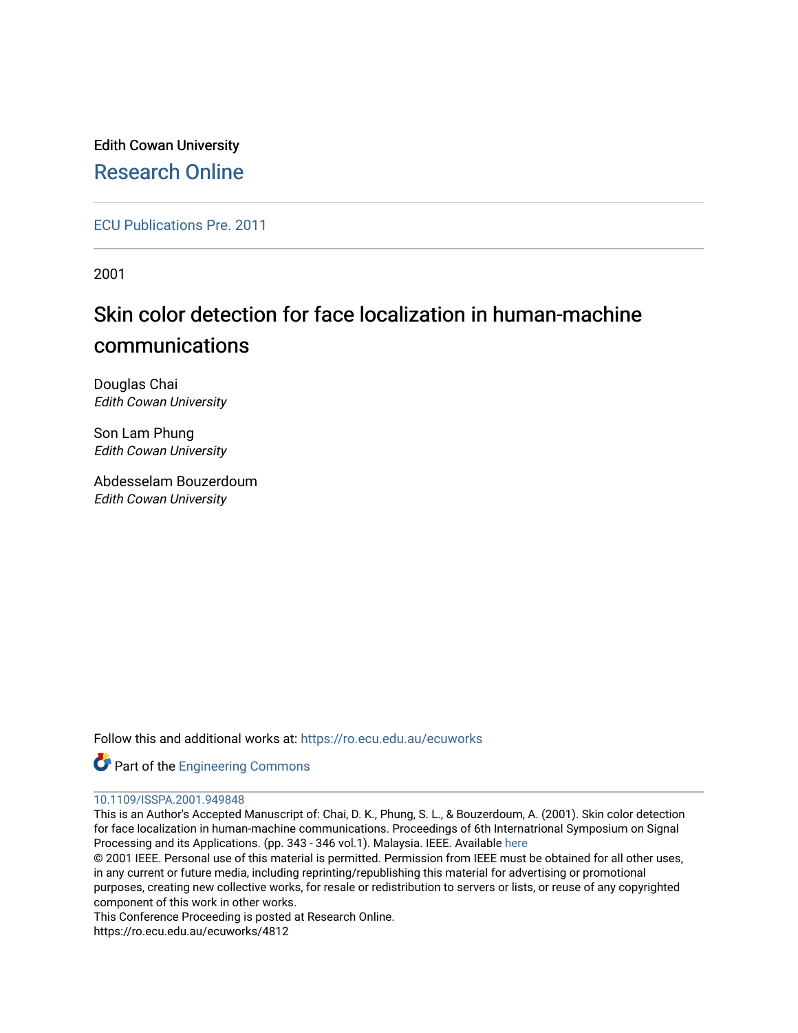Edith Cowan University

## Research Online

ECU Publications Pre. 2011

2001

# Skin color detection for face localization in human-machine communications

Douglas Chai
*Edith Cowan University*

Son Lam Phung
*Edith Cowan University*

Abdesselam Bouzerdoum
*Edith Cowan University*

Follow this and additional works at: https://ro.ecu.edu.au/ecuworks

Part of the Engineering Commons

10.1109/ISSPA.2001.949848

This is an Author's Accepted Manuscript of: Chai, D. K., Phung, S. L., & Bouzerdoum, A. (2001). Skin color detection for face localization in human-machine communications. Proceedings of 6th Internatrional Symposium on Signal Processing and its Applications. (pp. 343 - 346 vol.1). Malaysia. IEEE. Available here

© 2001 IEEE. Personal use of this material is permitted. Permission from IEEE must be obtained for all other uses, in any current or future media, including reprinting/republishing this material for advertising or promotional purposes, creating new collective works, for resale or redistribution to servers or lists, or reuse of any copyrighted component of this work in other works.

This Conference Proceeding is posted at Research Online.

https://ro.ecu.edu.au/ecuworks/4812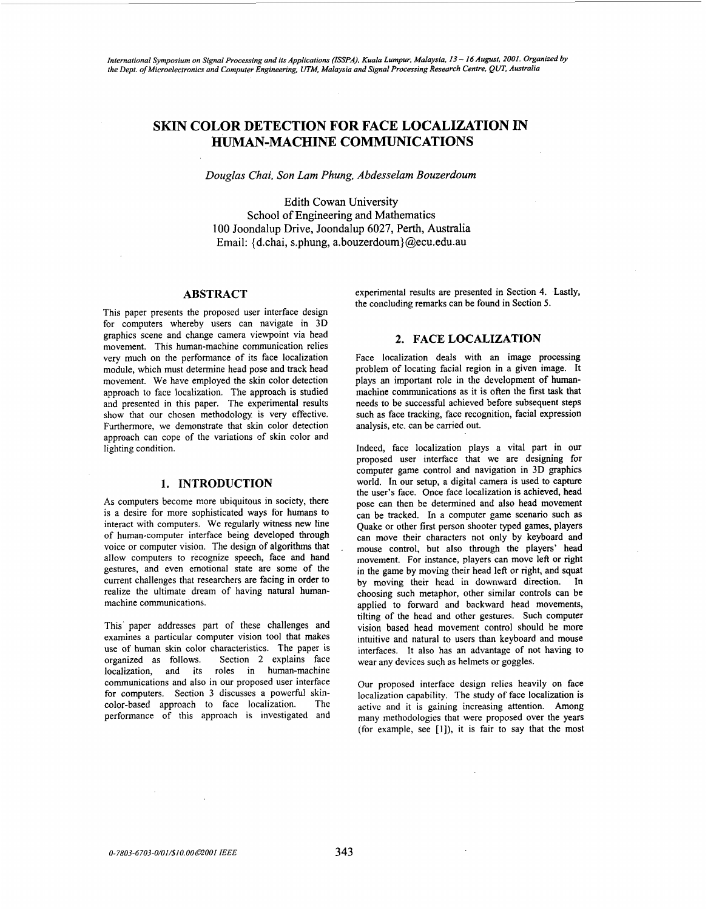# SKIN COLOR DETECTION FOR FACE LOCALIZATION IN HUMAN-MACHINE COMMUNICATIONS

*Douglas Chai, Son Lam Phung, Abdesselam Bouzerdoum*

Edith Cowan University
School of Engineering and Mathematics
100 Joondalup Drive, Joondalup 6027, Perth, Australia
Email: {d.chai, s.phung, a.bouzerdoum}@ecu.edu.au

## ABSTRACT

This paper presents the proposed user interface design for computers whereby users can navigate in 3D graphics scene and change camera viewpoint via head movement. This human-machine communication relies very much on the performance of its face localization module, which must determine head pose and track head movement. We have employed the skin color detection approach to face localization. The approach is studied and presented in this paper. The experimental results show that our chosen methodology is very effective. Furthermore, we demonstrate that skin color detection approach can cope of the variations of skin color and lighting condition.

## 1. INTRODUCTION

As computers become more ubiquitous in society, there is a desire for more sophisticated ways for humans to interact with computers. We regularly witness new line of human-computer interface being developed through voice or computer vision. The design of algorithms that allow computers to recognize speech, face and hand gestures, and even emotional state are some of the current challenges that researchers are facing in order to realize the ultimate dream of having natural human-machine communications.

This paper addresses part of these challenges and examines a particular computer vision tool that makes use of human skin color characteristics. The paper is organized as follows. Section 2 explains face localization, and its roles in human-machine communications and also in our proposed user interface for computers. Section 3 discusses a powerful skin-color-based approach to face localization. The performance of this approach is investigated and experimental results are presented in Section 4. Lastly, the concluding remarks can be found in Section 5.

## 2. FACE LOCALIZATION

Face localization deals with an image processing problem of locating facial region in a given image. It plays an important role in the development of human-machine communications as it is often the first task that needs to be successful achieved before subsequent steps such as face tracking, face recognition, facial expression analysis, etc. can be carried out.

Indeed, face localization plays a vital part in our proposed user interface that we are designing for computer game control and navigation in 3D graphics world. In our setup, a digital camera is used to capture the user's face. Once face localization is achieved, head pose can then be determined and also head movement can be tracked. In a computer game scenario such as Quake or other first person shooter typed games, players can move their characters not only by keyboard and mouse control, but also through the players' head movement. For instance, players can move left or right in the game by moving their head left or right, and squat by moving their head in downward direction. In choosing such metaphor, other similar controls can be applied to forward and backward head movements, tilting of the head and other gestures. Such computer vision based head movement control should be more intuitive and natural to users than keyboard and mouse interfaces. It also has an advantage of not having to wear any devices such as helmets or goggles.

Our proposed interface design relies heavily on face localization capability. The study of face localization is active and it is gaining increasing attention. Among many methodologies that were proposed over the years (for example, see [1]), it is fair to say that the most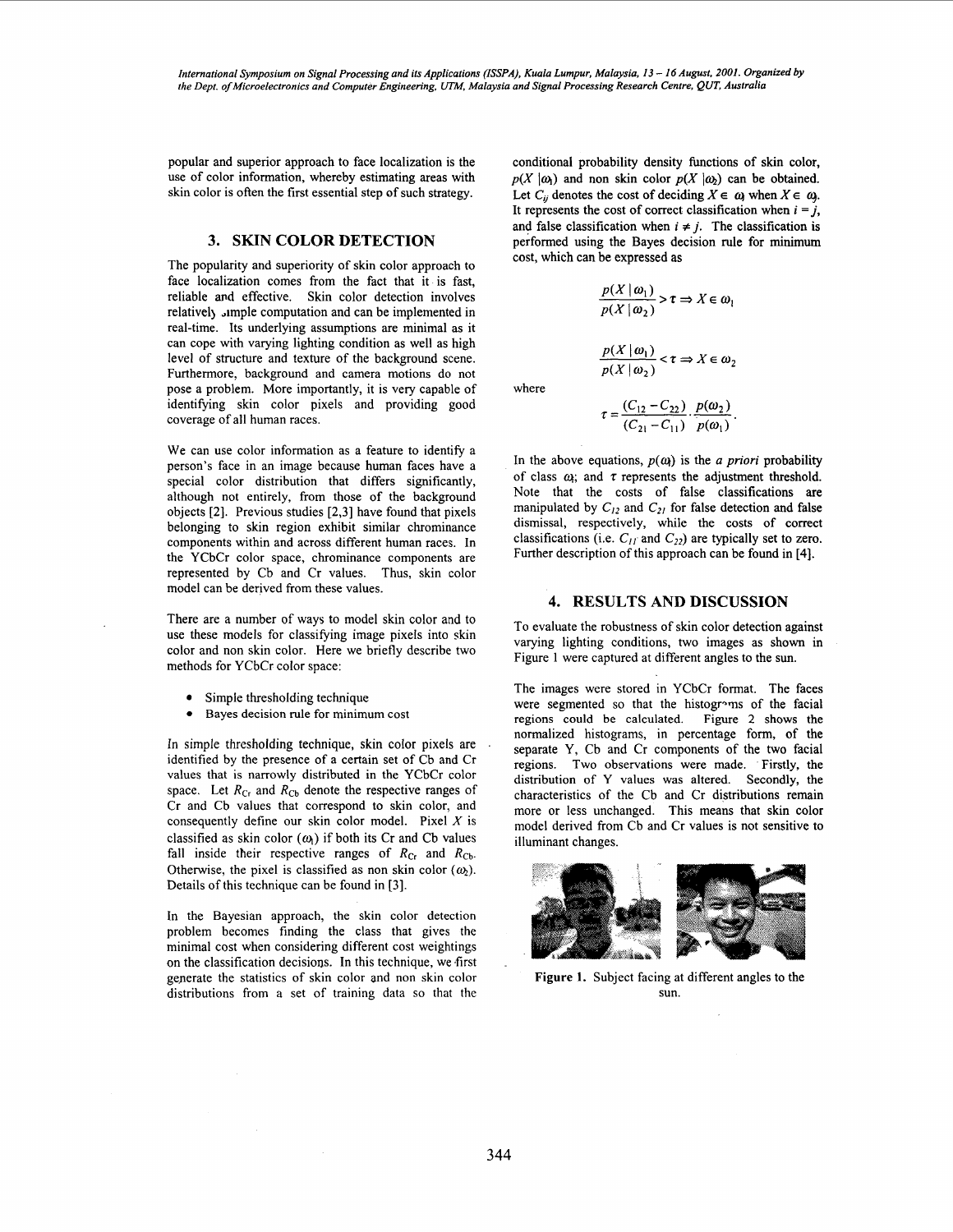popular and superior approach to face localization is the use of color information, whereby estimating areas with skin color is often the first essential step of such strategy.

## 3. SKIN COLOR DETECTION

The popularity and superiority of skin color approach to face localization comes from the fact that it is fast, reliable and effective. Skin color detection involves relatively simple computation and can be implemented in real-time. Its underlying assumptions are minimal as it can cope with varying lighting condition as well as high level of structure and texture of the background scene. Furthermore, background and camera motions do not pose a problem. More importantly, it is very capable of identifying skin color pixels and providing good coverage of all human races.

We can use color information as a feature to identify a person's face in an image because human faces have a special color distribution that differs significantly, although not entirely, from those of the background objects [2]. Previous studies [2,3] have found that pixels belonging to skin region exhibit similar chrominance components within and across different human races. In the YCbCr color space, chrominance components are represented by Cb and Cr values. Thus, skin color model can be derived from these values.

There are a number of ways to model skin color and to use these models for classifying image pixels into skin color and non skin color. Here we briefly describe two methods for YCbCr color space:

- Simple thresholding technique
- Bayes decision rule for minimum cost

In simple thresholding technique, skin color pixels are identified by the presence of a certain set of Cb and Cr values that is narrowly distributed in the YCbCr color space. Let $R_{Cr}$ and $R_{Cb}$ denote the respective ranges of Cr and Cb values that correspond to skin color, and consequently define our skin color model. Pixel $X$ is classified as skin color ($\omega_1$) if both its Cr and Cb values fall inside their respective ranges of $R_{Cr}$ and $R_{Cb}$. Otherwise, the pixel is classified as non skin color ($\omega_2$). Details of this technique can be found in [3].

In the Bayesian approach, the skin color detection problem becomes finding the class that gives the minimal cost when considering different cost weightings on the classification decisions. In this technique, we first generate the statistics of skin color and non skin color distributions from a set of training data so that the conditional probability density functions of skin color, $p(X|\omega_1)$ and non skin color $p(X|\omega_2)$ can be obtained. Let $C_{ij}$ denotes the cost of deciding $X \in \omega_i$ when $X \in \omega_j$. It represents the cost of correct classification when $i = j$, and false classification when $i \neq j$. The classification is performed using the Bayes decision rule for minimum cost, which can be expressed as

$$\frac{p(X|\omega_1)}{p(X|\omega_2)} > \tau \Rightarrow X \in \omega_1$$

$$\frac{p(X|\omega_1)}{p(X|\omega_2)} < \tau \Rightarrow X \in \omega_2$$

where

$$\tau = \frac{(C_{12} - C_{22})}{(C_{21} - C_{11})} \cdot \frac{p(\omega_2)}{p(\omega_1)}.$$

In the above equations, $p(\omega_i)$ is the *a priori* probability of class $\omega_i$; and $\tau$ represents the adjustment threshold. Note that the costs of false classifications are manipulated by $C_{12}$ and $C_{21}$ for false detection and false dismissal, respectively, while the costs of correct classifications (i.e. $C_{11}$ and $C_{22}$) are typically set to zero. Further description of this approach can be found in [4].

## 4. RESULTS AND DISCUSSION

To evaluate the robustness of skin color detection against varying lighting conditions, two images as shown in Figure 1 were captured at different angles to the sun.

The images were stored in YCbCr format. The faces were segmented so that the histograms of the facial regions could be calculated. Figure 2 shows the normalized histograms, in percentage form, of the separate Y, Cb and Cr components of the two facial regions. Two observations were made. Firstly, the distribution of Y values was altered. Secondly, the characteristics of the Cb and Cr distributions remain more or less unchanged. This means that skin color model derived from Cb and Cr values is not sensitive to illuminant changes.

**Figure 1.** Subject facing at different angles to the sun.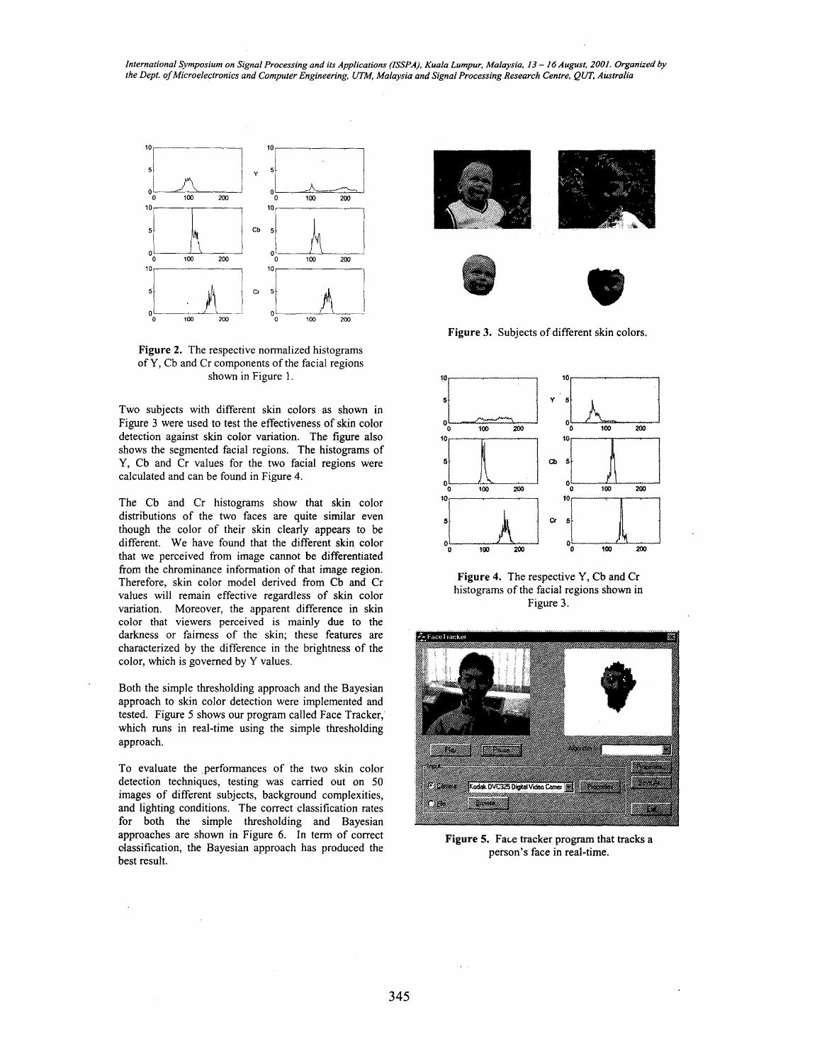10
5
0
0 100 200
Y
10
5
0
0 100 200
10
5
0
0 100 200
Cb
10
5
0
0 100 200
10
5
0
0 100 200
Cr
10
5
0
0 100 200

**Figure 2.** The respective normalized histograms of Y, Cb and Cr components of the facial regions shown in Figure 1.

Two subjects with different skin colors as shown in Figure 3 were used to test the effectiveness of skin color detection against skin color variation. The figure also shows the segmented facial regions. The histograms of Y, Cb and Cr values for the two facial regions were calculated and can be found in Figure 4.

The Cb and Cr histograms show that skin color distributions of the two faces are quite similar even though the color of their skin clearly appears to be different. We have found that the different skin color that we perceived from image cannot be differentiated from the chrominance information of that image region. Therefore, skin color model derived from Cb and Cr values will remain effective regardless of skin color variation. Moreover, the apparent difference in skin color that viewers perceived is mainly due to the darkness or fairness of the skin; these features are characterized by the difference in the brightness of the color, which is governed by Y values.

Both the simple thresholding approach and the Bayesian approach to skin color detection were implemented and tested. Figure 5 shows our program called Face Tracker, which runs in real-time using the simple thresholding approach.

To evaluate the performances of the two skin color detection techniques, testing was carried out on 50 images of different subjects, background complexities, and lighting conditions. The correct classification rates for both the simple thresholding and Bayesian approaches are shown in Figure 6. In term of correct classification, the Bayesian approach has produced the best result.

**Figure 3.** Subjects of different skin colors.

10
5
0
0 100 200
Y
10
5
0
0 100 200
10
5
0
0 100 200
Cb
10
5
0
0 100 200
10
5
0
0 100 200
Cr
10
5
0
0 100 200

**Figure 4.** The respective Y, Cb and Cr histograms of the facial regions shown in Figure 3.

Face Tracker
Play
Pause
Algorithm
Input
Camera
Kodak DVC325 Digital Video Camer
Properties
File
Browse
Exit

**Figure 5.** Face tracker program that tracks a person's face in real-time.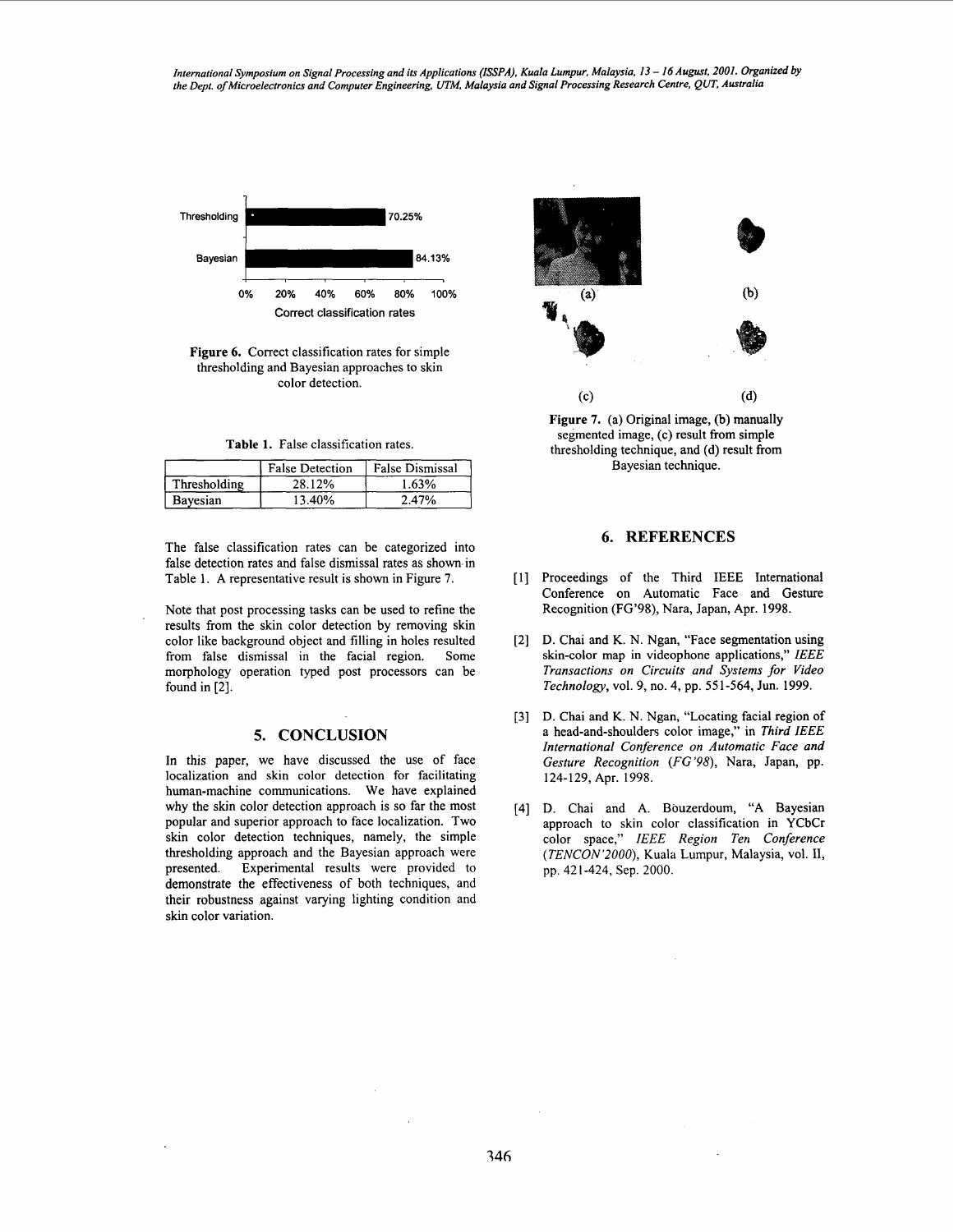Thresholding 70.25%

Bayesian 84.13%

0% 20% 40% 60% 80% 100%

Correct classification rates

**Figure 6.** Correct classification rates for simple thresholding and Bayesian approaches to skin color detection.

**Table 1.** False classification rates.

| | False Detection | False Dismissal |
|---|---|---|
| Thresholding | 28.12% | 1.63% |
| Bayesian | 13.40% | 2.47% |

The false classification rates can be categorized into false detection rates and false dismissal rates as shown in Table 1. A representative result is shown in Figure 7.

Note that post processing tasks can be used to refine the results from the skin color detection by removing skin color like background object and filling in holes resulted from false dismissal in the facial region. Some morphology operation typed post processors can be found in [2].

(a) (b)

(c) (d)

**Figure 7.** (a) Original image, (b) manually segmented image, (c) result from simple thresholding technique, and (d) result from Bayesian technique.

## 5. CONCLUSION

In this paper, we have discussed the use of face localization and skin color detection for facilitating human-machine communications. We have explained why the skin color detection approach is so far the most popular and superior approach to face localization. Two skin color detection techniques, namely, the simple thresholding approach and the Bayesian approach were presented. Experimental results were provided to demonstrate the effectiveness of both techniques, and their robustness against varying lighting condition and skin color variation.

## 6. REFERENCES

[1] Proceedings of the Third IEEE International Conference on Automatic Face and Gesture Recognition (FG'98), Nara, Japan, Apr. 1998.

[2] D. Chai and K. N. Ngan, "Face segmentation using skin-color map in videophone applications," *IEEE Transactions on Circuits and Systems for Video Technology*, vol. 9, no. 4, pp. 551-564, Jun. 1999.

[3] D. Chai and K. N. Ngan, "Locating facial region of a head-and-shoulders color image," in *Third IEEE International Conference on Automatic Face and Gesture Recognition (FG'98)*, Nara, Japan, pp. 124-129, Apr. 1998.

[4] D. Chai and A. Bouzerdoum, "A Bayesian approach to skin color classification in YCbCr color space," *IEEE Region Ten Conference (TENCON'2000)*, Kuala Lumpur, Malaysia, vol. II, pp. 421-424, Sep. 2000.